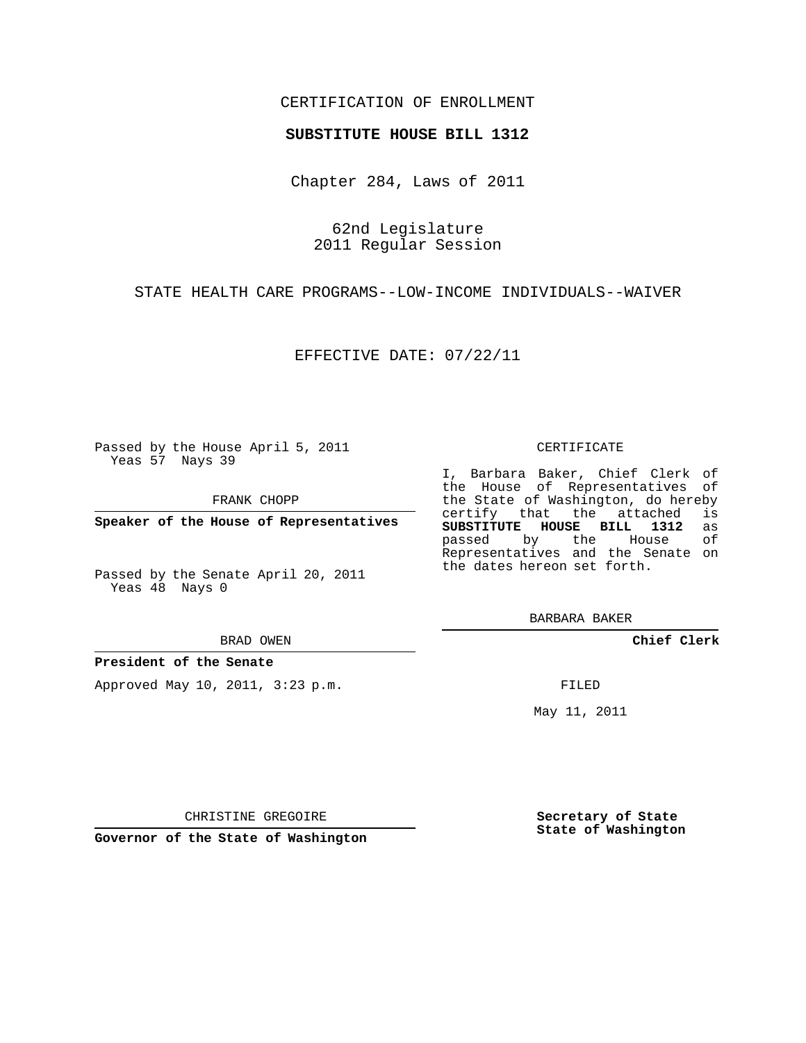CERTIFICATION OF ENROLLMENT

**SUBSTITUTE HOUSE BILL 1312**

Chapter 284, Laws of 2011

62nd Legislature
2011 Regular Session

STATE HEALTH CARE PROGRAMS--LOW-INCOME INDIVIDUALS--WAIVER

EFFECTIVE DATE: 07/22/11

Passed by the House April 5, 2011
Yeas 57 Nays 39

FRANK CHOPP

**Speaker of the House of Representatives**

Passed by the Senate April 20, 2011
Yeas 48 Nays 0

BRAD OWEN

**President of the Senate**

Approved May 10, 2011, 3:23 p.m.

CHRISTINE GREGOIRE

**Governor of the State of Washington**

CERTIFICATE

I, Barbara Baker, Chief Clerk of the House of Representatives of the State of Washington, do hereby certify that the attached is **SUBSTITUTE HOUSE BILL 1312** as passed by the House of Representatives and the Senate on the dates hereon set forth.

BARBARA BAKER

**Chief Clerk**

FILED

May 11, 2011

**Secretary of State**
**State of Washington**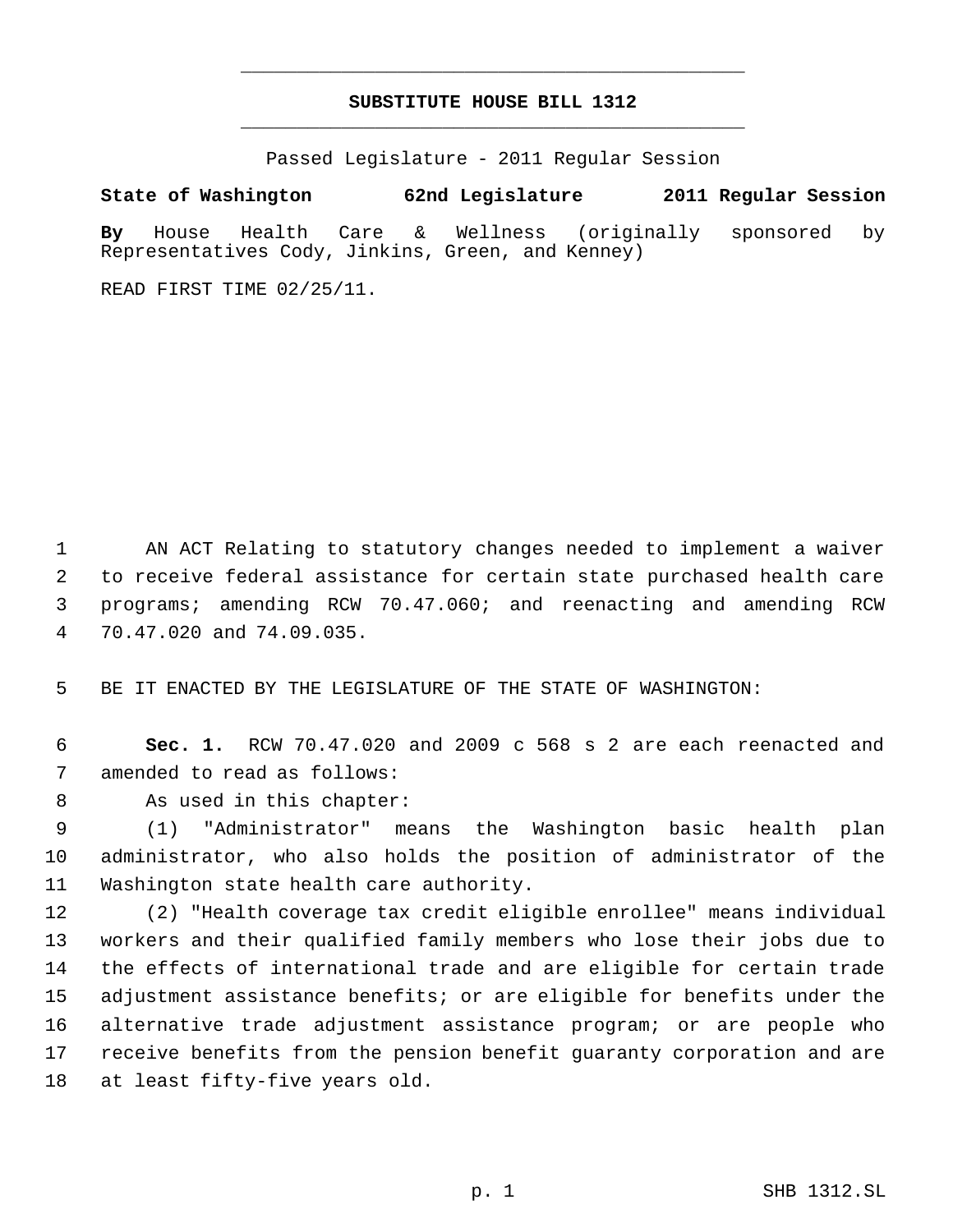# SUBSTITUTE HOUSE BILL 1312

Passed Legislature - 2011 Regular Session

**State of Washington 62nd Legislature 2011 Regular Session**

**By** House Health Care & Wellness (originally sponsored by Representatives Cody, Jinkins, Green, and Kenney)

READ FIRST TIME 02/25/11.

AN ACT Relating to statutory changes needed to implement a waiver to receive federal assistance for certain state purchased health care programs; amending RCW 70.47.060; and reenacting and amending RCW 70.47.020 and 74.09.035.

BE IT ENACTED BY THE LEGISLATURE OF THE STATE OF WASHINGTON:

**Sec. 1.** RCW 70.47.020 and 2009 c 568 s 2 are each reenacted and amended to read as follows:

As used in this chapter:

(1) "Administrator" means the Washington basic health plan administrator, who also holds the position of administrator of the Washington state health care authority.

(2) "Health coverage tax credit eligible enrollee" means individual workers and their qualified family members who lose their jobs due to the effects of international trade and are eligible for certain trade adjustment assistance benefits; or are eligible for benefits under the alternative trade adjustment assistance program; or are people who receive benefits from the pension benefit guaranty corporation and are at least fifty-five years old.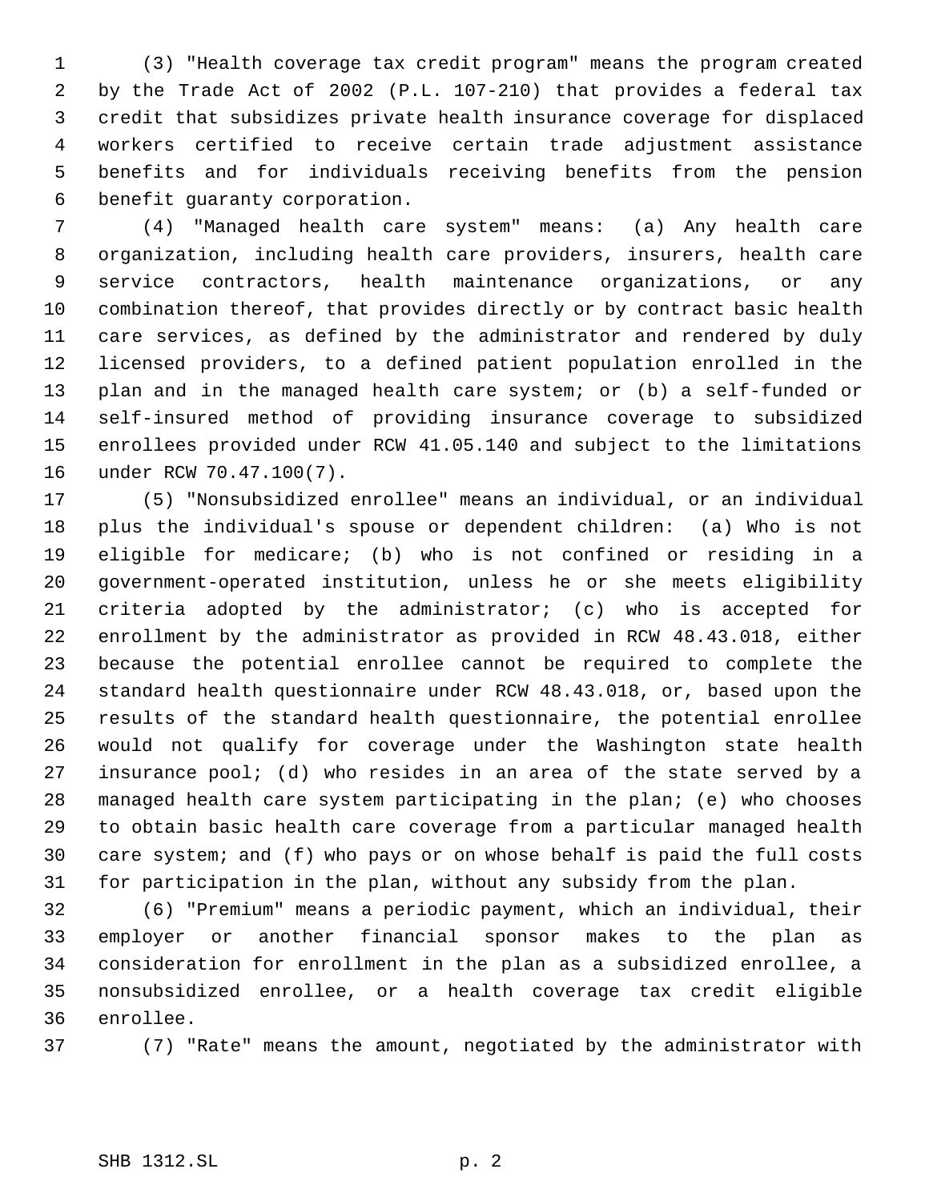(3) "Health coverage tax credit program" means the program created by the Trade Act of 2002 (P.L. 107-210) that provides a federal tax credit that subsidizes private health insurance coverage for displaced workers certified to receive certain trade adjustment assistance benefits and for individuals receiving benefits from the pension benefit guaranty corporation.

(4) "Managed health care system" means: (a) Any health care organization, including health care providers, insurers, health care service contractors, health maintenance organizations, or any combination thereof, that provides directly or by contract basic health care services, as defined by the administrator and rendered by duly licensed providers, to a defined patient population enrolled in the plan and in the managed health care system; or (b) a self-funded or self-insured method of providing insurance coverage to subsidized enrollees provided under RCW 41.05.140 and subject to the limitations under RCW 70.47.100(7).

(5) "Nonsubsidized enrollee" means an individual, or an individual plus the individual's spouse or dependent children: (a) Who is not eligible for medicare; (b) who is not confined or residing in a government-operated institution, unless he or she meets eligibility criteria adopted by the administrator; (c) who is accepted for enrollment by the administrator as provided in RCW 48.43.018, either because the potential enrollee cannot be required to complete the standard health questionnaire under RCW 48.43.018, or, based upon the results of the standard health questionnaire, the potential enrollee would not qualify for coverage under the Washington state health insurance pool; (d) who resides in an area of the state served by a managed health care system participating in the plan; (e) who chooses to obtain basic health care coverage from a particular managed health care system; and (f) who pays or on whose behalf is paid the full costs for participation in the plan, without any subsidy from the plan.

(6) "Premium" means a periodic payment, which an individual, their employer or another financial sponsor makes to the plan as consideration for enrollment in the plan as a subsidized enrollee, a nonsubsidized enrollee, or a health coverage tax credit eligible enrollee.

(7) "Rate" means the amount, negotiated by the administrator with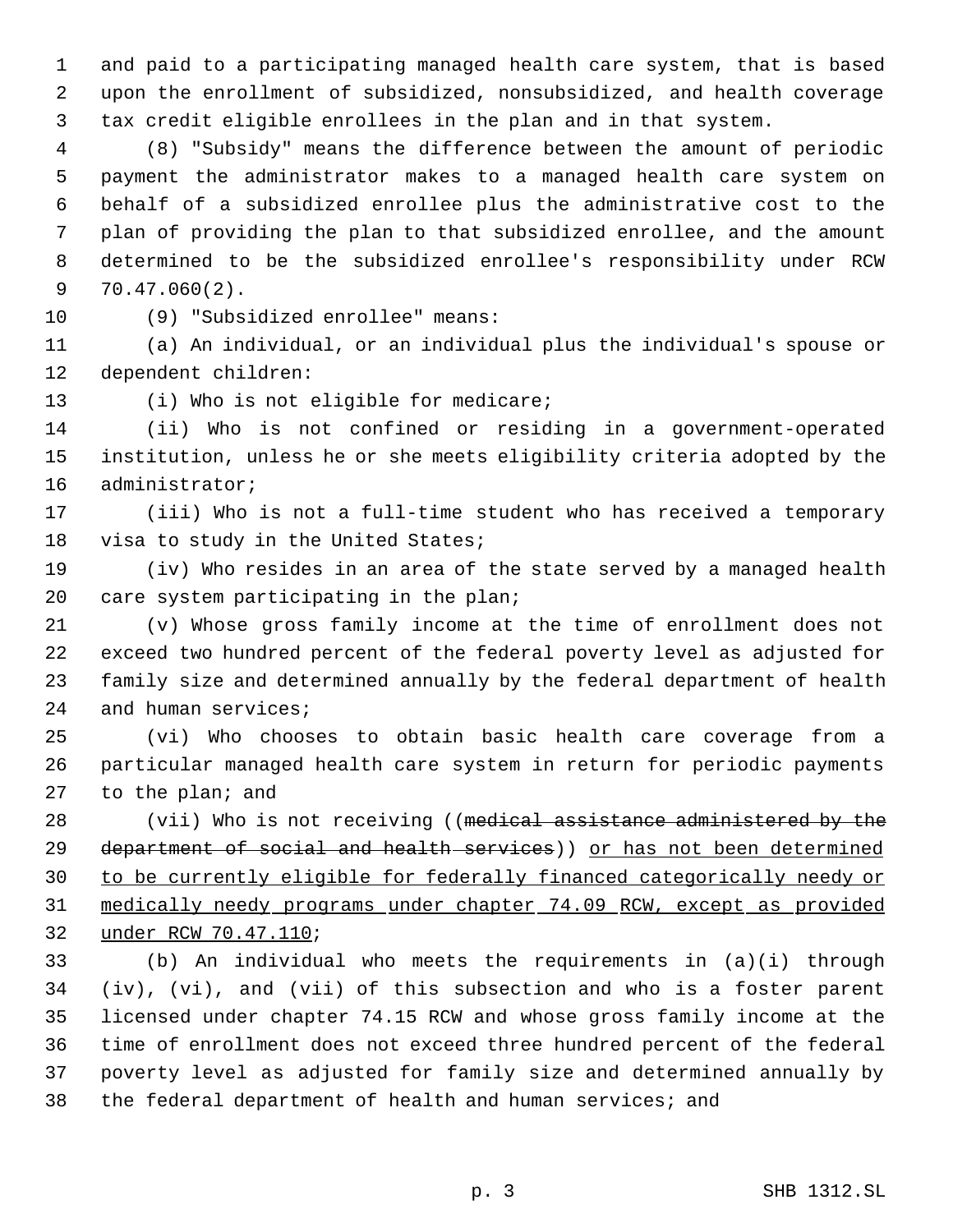and paid to a participating managed health care system, that is based upon the enrollment of subsidized, nonsubsidized, and health coverage tax credit eligible enrollees in the plan and in that system.

(8) "Subsidy" means the difference between the amount of periodic payment the administrator makes to a managed health care system on behalf of a subsidized enrollee plus the administrative cost to the plan of providing the plan to that subsidized enrollee, and the amount determined to be the subsidized enrollee's responsibility under RCW 70.47.060(2).

(9) "Subsidized enrollee" means:

(a) An individual, or an individual plus the individual's spouse or dependent children:

(i) Who is not eligible for medicare;

(ii) Who is not confined or residing in a government-operated institution, unless he or she meets eligibility criteria adopted by the administrator;

(iii) Who is not a full-time student who has received a temporary visa to study in the United States;

(iv) Who resides in an area of the state served by a managed health care system participating in the plan;

(v) Whose gross family income at the time of enrollment does not exceed two hundred percent of the federal poverty level as adjusted for family size and determined annually by the federal department of health and human services;

(vi) Who chooses to obtain basic health care coverage from a particular managed health care system in return for periodic payments to the plan; and

(vii) Who is not receiving ((~~medical assistance administered by the department of social and health services~~)) <u>or has not been determined to be currently eligible for federally financed categorically needy or medically needy programs under chapter 74.09 RCW, except as provided under RCW 70.47.110</u>;

(b) An individual who meets the requirements in (a)(i) through (iv), (vi), and (vii) of this subsection and who is a foster parent licensed under chapter 74.15 RCW and whose gross family income at the time of enrollment does not exceed three hundred percent of the federal poverty level as adjusted for family size and determined annually by the federal department of health and human services; and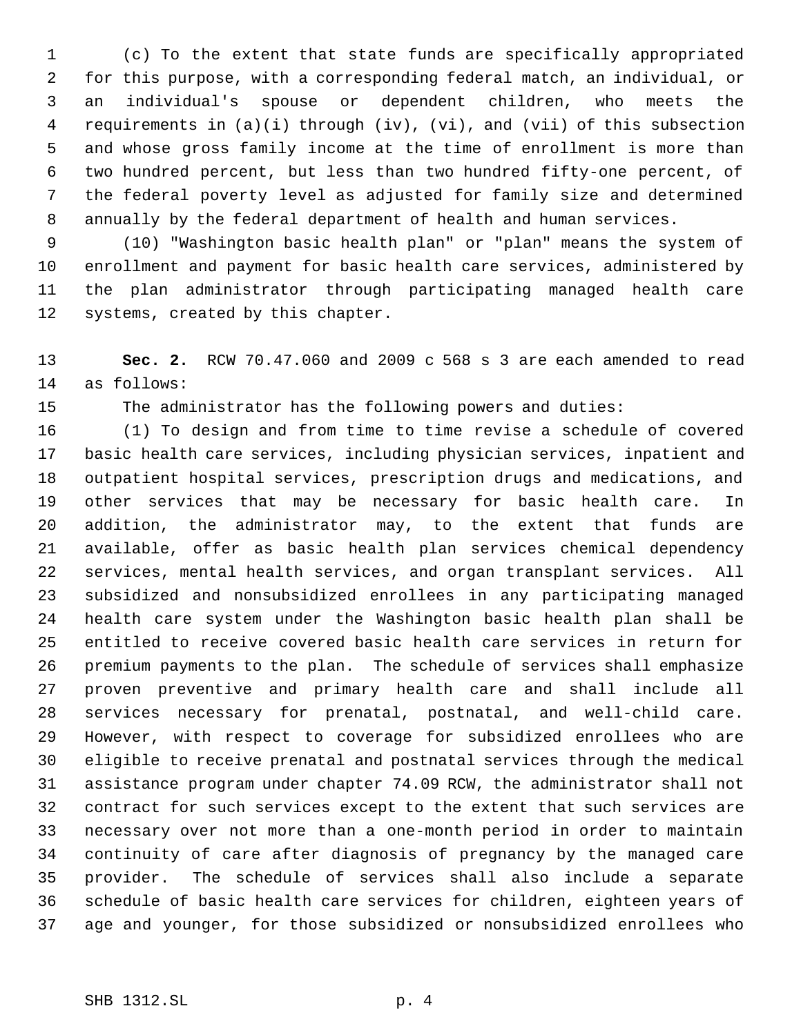(c) To the extent that state funds are specifically appropriated for this purpose, with a corresponding federal match, an individual, or an individual's spouse or dependent children, who meets the requirements in (a)(i) through (iv), (vi), and (vii) of this subsection and whose gross family income at the time of enrollment is more than two hundred percent, but less than two hundred fifty-one percent, of the federal poverty level as adjusted for family size and determined annually by the federal department of health and human services.

(10) "Washington basic health plan" or "plan" means the system of enrollment and payment for basic health care services, administered by the plan administrator through participating managed health care systems, created by this chapter.

**Sec. 2.** RCW 70.47.060 and 2009 c 568 s 3 are each amended to read as follows:

The administrator has the following powers and duties:

(1) To design and from time to time revise a schedule of covered basic health care services, including physician services, inpatient and outpatient hospital services, prescription drugs and medications, and other services that may be necessary for basic health care. In addition, the administrator may, to the extent that funds are available, offer as basic health plan services chemical dependency services, mental health services, and organ transplant services. All subsidized and nonsubsidized enrollees in any participating managed health care system under the Washington basic health plan shall be entitled to receive covered basic health care services in return for premium payments to the plan. The schedule of services shall emphasize proven preventive and primary health care and shall include all services necessary for prenatal, postnatal, and well-child care. However, with respect to coverage for subsidized enrollees who are eligible to receive prenatal and postnatal services through the medical assistance program under chapter 74.09 RCW, the administrator shall not contract for such services except to the extent that such services are necessary over not more than a one-month period in order to maintain continuity of care after diagnosis of pregnancy by the managed care provider. The schedule of services shall also include a separate schedule of basic health care services for children, eighteen years of age and younger, for those subsidized or nonsubsidized enrollees who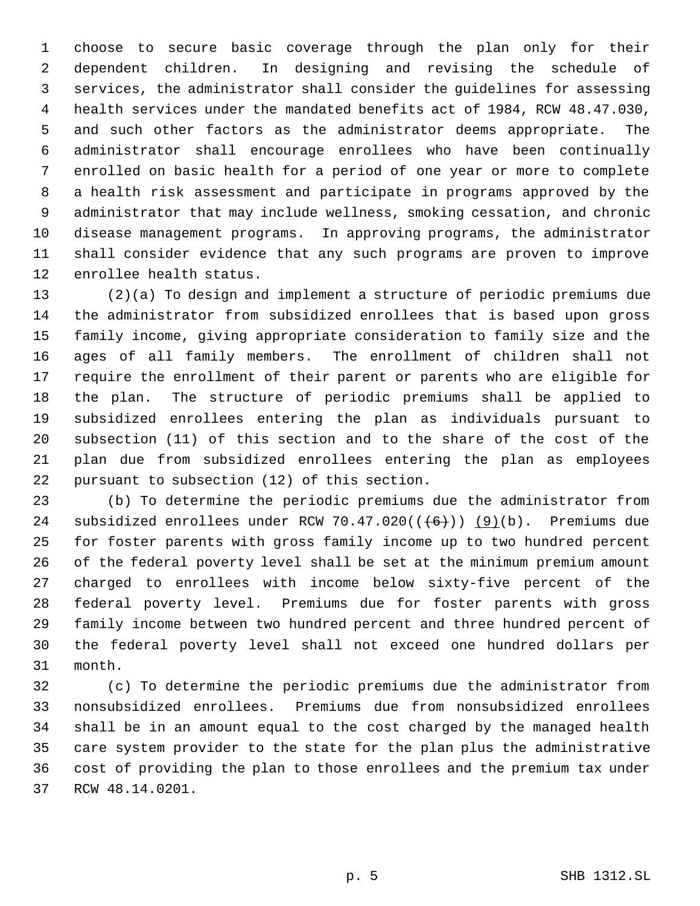choose to secure basic coverage through the plan only for their dependent children. In designing and revising the schedule of services, the administrator shall consider the guidelines for assessing health services under the mandated benefits act of 1984, RCW 48.47.030, and such other factors as the administrator deems appropriate. The administrator shall encourage enrollees who have been continually enrolled on basic health for a period of one year or more to complete a health risk assessment and participate in programs approved by the administrator that may include wellness, smoking cessation, and chronic disease management programs. In approving programs, the administrator shall consider evidence that any such programs are proven to improve enrollee health status.

(2)(a) To design and implement a structure of periodic premiums due the administrator from subsidized enrollees that is based upon gross family income, giving appropriate consideration to family size and the ages of all family members. The enrollment of children shall not require the enrollment of their parent or parents who are eligible for the plan. The structure of periodic premiums shall be applied to subsidized enrollees entering the plan as individuals pursuant to subsection (11) of this section and to the share of the cost of the plan due from subsidized enrollees entering the plan as employees pursuant to subsection (12) of this section.

(b) To determine the periodic premiums due the administrator from subsidized enrollees under RCW 70.47.020((~~(6)~~)) <u>(9)</u>(b). Premiums due for foster parents with gross family income up to two hundred percent of the federal poverty level shall be set at the minimum premium amount charged to enrollees with income below sixty-five percent of the federal poverty level. Premiums due for foster parents with gross family income between two hundred percent and three hundred percent of the federal poverty level shall not exceed one hundred dollars per month.

(c) To determine the periodic premiums due the administrator from nonsubsidized enrollees. Premiums due from nonsubsidized enrollees shall be in an amount equal to the cost charged by the managed health care system provider to the state for the plan plus the administrative cost of providing the plan to those enrollees and the premium tax under RCW 48.14.0201.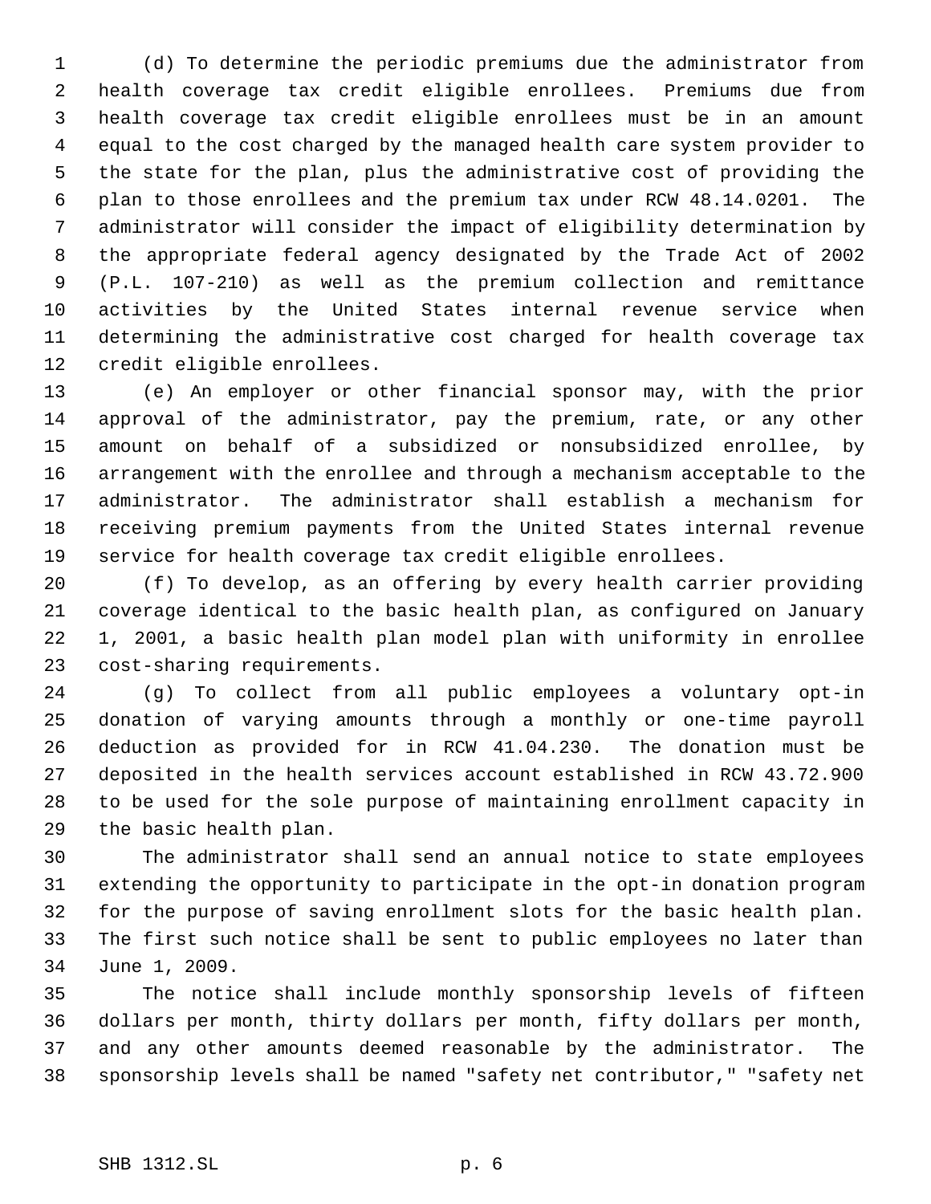(d) To determine the periodic premiums due the administrator from health coverage tax credit eligible enrollees. Premiums due from health coverage tax credit eligible enrollees must be in an amount equal to the cost charged by the managed health care system provider to the state for the plan, plus the administrative cost of providing the plan to those enrollees and the premium tax under RCW 48.14.0201. The administrator will consider the impact of eligibility determination by the appropriate federal agency designated by the Trade Act of 2002 (P.L. 107-210) as well as the premium collection and remittance activities by the United States internal revenue service when determining the administrative cost charged for health coverage tax credit eligible enrollees.

(e) An employer or other financial sponsor may, with the prior approval of the administrator, pay the premium, rate, or any other amount on behalf of a subsidized or nonsubsidized enrollee, by arrangement with the enrollee and through a mechanism acceptable to the administrator. The administrator shall establish a mechanism for receiving premium payments from the United States internal revenue service for health coverage tax credit eligible enrollees.

(f) To develop, as an offering by every health carrier providing coverage identical to the basic health plan, as configured on January 1, 2001, a basic health plan model plan with uniformity in enrollee cost-sharing requirements.

(g) To collect from all public employees a voluntary opt-in donation of varying amounts through a monthly or one-time payroll deduction as provided for in RCW 41.04.230. The donation must be deposited in the health services account established in RCW 43.72.900 to be used for the sole purpose of maintaining enrollment capacity in the basic health plan.

The administrator shall send an annual notice to state employees extending the opportunity to participate in the opt-in donation program for the purpose of saving enrollment slots for the basic health plan. The first such notice shall be sent to public employees no later than June 1, 2009.

The notice shall include monthly sponsorship levels of fifteen dollars per month, thirty dollars per month, fifty dollars per month, and any other amounts deemed reasonable by the administrator. The sponsorship levels shall be named "safety net contributor," "safety net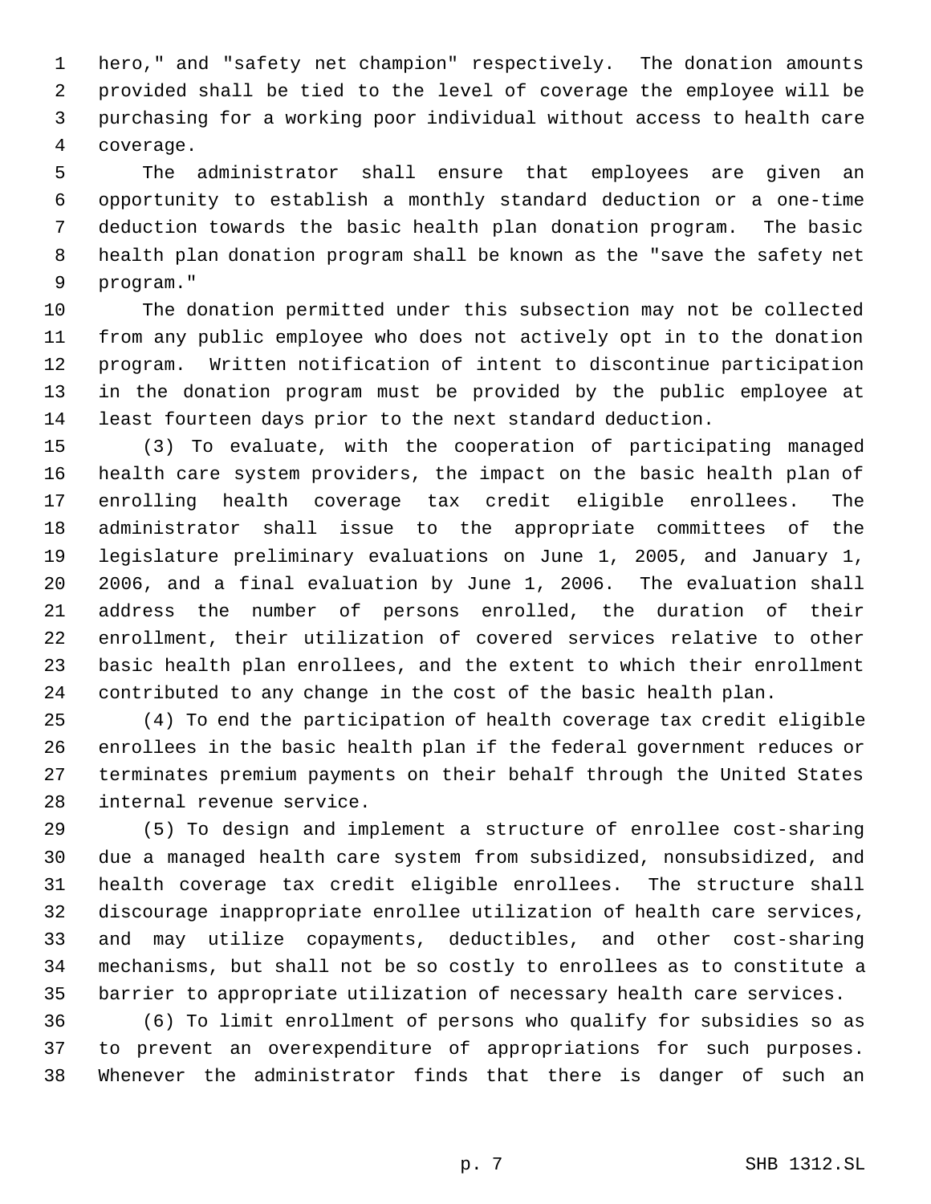hero," and "safety net champion" respectively. The donation amounts provided shall be tied to the level of coverage the employee will be purchasing for a working poor individual without access to health care coverage.

The administrator shall ensure that employees are given an opportunity to establish a monthly standard deduction or a one-time deduction towards the basic health plan donation program. The basic health plan donation program shall be known as the "save the safety net program."

The donation permitted under this subsection may not be collected from any public employee who does not actively opt in to the donation program. Written notification of intent to discontinue participation in the donation program must be provided by the public employee at least fourteen days prior to the next standard deduction.

(3) To evaluate, with the cooperation of participating managed health care system providers, the impact on the basic health plan of enrolling health coverage tax credit eligible enrollees. The administrator shall issue to the appropriate committees of the legislature preliminary evaluations on June 1, 2005, and January 1, 2006, and a final evaluation by June 1, 2006. The evaluation shall address the number of persons enrolled, the duration of their enrollment, their utilization of covered services relative to other basic health plan enrollees, and the extent to which their enrollment contributed to any change in the cost of the basic health plan.

(4) To end the participation of health coverage tax credit eligible enrollees in the basic health plan if the federal government reduces or terminates premium payments on their behalf through the United States internal revenue service.

(5) To design and implement a structure of enrollee cost-sharing due a managed health care system from subsidized, nonsubsidized, and health coverage tax credit eligible enrollees. The structure shall discourage inappropriate enrollee utilization of health care services, and may utilize copayments, deductibles, and other cost-sharing mechanisms, but shall not be so costly to enrollees as to constitute a barrier to appropriate utilization of necessary health care services.

(6) To limit enrollment of persons who qualify for subsidies so as to prevent an overexpenditure of appropriations for such purposes. Whenever the administrator finds that there is danger of such an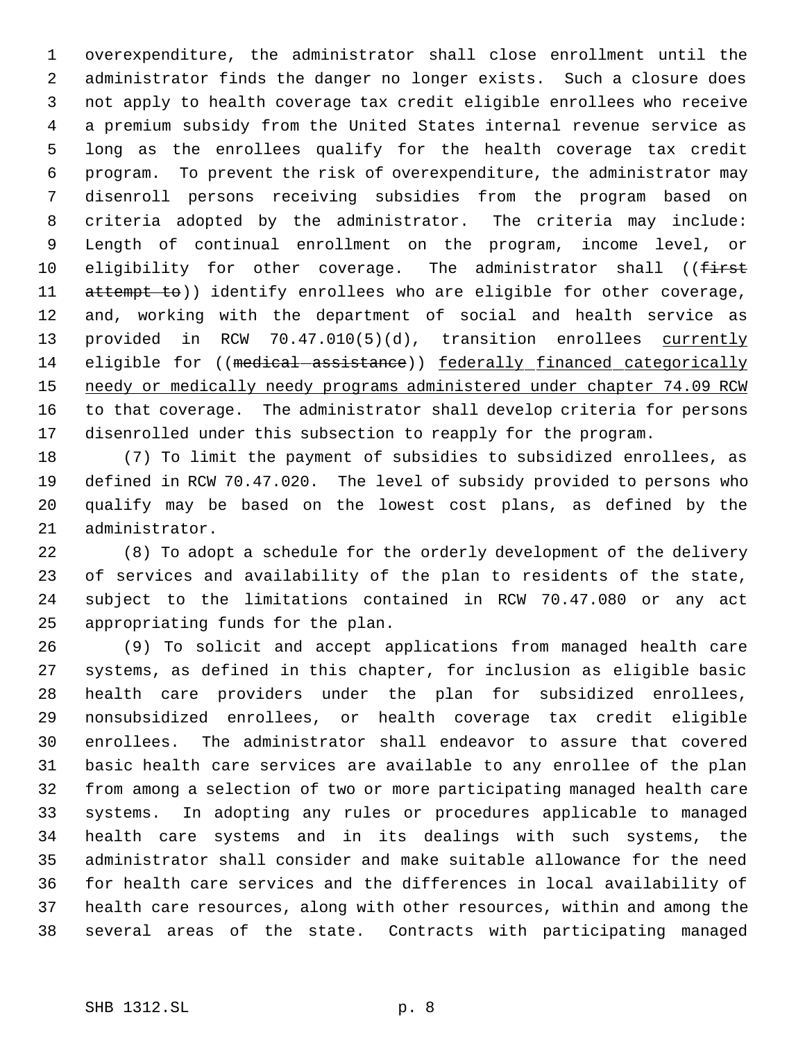overexpenditure, the administrator shall close enrollment until the administrator finds the danger no longer exists. Such a closure does not apply to health coverage tax credit eligible enrollees who receive a premium subsidy from the United States internal revenue service as long as the enrollees qualify for the health coverage tax credit program. To prevent the risk of overexpenditure, the administrator may disenroll persons receiving subsidies from the program based on criteria adopted by the administrator. The criteria may include: Length of continual enrollment on the program, income level, or eligibility for other coverage. The administrator shall ((~~first attempt to~~)) identify enrollees who are eligible for other coverage, and, working with the department of social and health service as provided in RCW 70.47.010(5)(d), transition enrollees <u>currently</u> eligible for ((~~medical assistance~~)) <u>federally financed categorically needy or medically needy programs administered under chapter 74.09 RCW</u> to that coverage. The administrator shall develop criteria for persons disenrolled under this subsection to reapply for the program.

(7) To limit the payment of subsidies to subsidized enrollees, as defined in RCW 70.47.020. The level of subsidy provided to persons who qualify may be based on the lowest cost plans, as defined by the administrator.

(8) To adopt a schedule for the orderly development of the delivery of services and availability of the plan to residents of the state, subject to the limitations contained in RCW 70.47.080 or any act appropriating funds for the plan.

(9) To solicit and accept applications from managed health care systems, as defined in this chapter, for inclusion as eligible basic health care providers under the plan for subsidized enrollees, nonsubsidized enrollees, or health coverage tax credit eligible enrollees. The administrator shall endeavor to assure that covered basic health care services are available to any enrollee of the plan from among a selection of two or more participating managed health care systems. In adopting any rules or procedures applicable to managed health care systems and in its dealings with such systems, the administrator shall consider and make suitable allowance for the need for health care services and the differences in local availability of health care resources, along with other resources, within and among the several areas of the state. Contracts with participating managed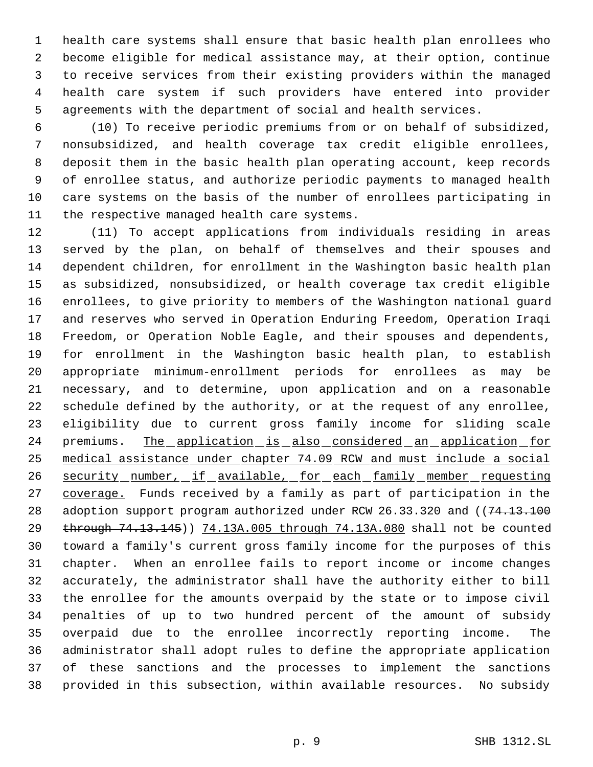health care systems shall ensure that basic health plan enrollees who become eligible for medical assistance may, at their option, continue to receive services from their existing providers within the managed health care system if such providers have entered into provider agreements with the department of social and health services.

(10) To receive periodic premiums from or on behalf of subsidized, nonsubsidized, and health coverage tax credit eligible enrollees, deposit them in the basic health plan operating account, keep records of enrollee status, and authorize periodic payments to managed health care systems on the basis of the number of enrollees participating in the respective managed health care systems.

(11) To accept applications from individuals residing in areas served by the plan, on behalf of themselves and their spouses and dependent children, for enrollment in the Washington basic health plan as subsidized, nonsubsidized, or health coverage tax credit eligible enrollees, to give priority to members of the Washington national guard and reserves who served in Operation Enduring Freedom, Operation Iraqi Freedom, or Operation Noble Eagle, and their spouses and dependents, for enrollment in the Washington basic health plan, to establish appropriate minimum-enrollment periods for enrollees as may be necessary, and to determine, upon application and on a reasonable schedule defined by the authority, or at the request of any enrollee, eligibility due to current gross family income for sliding scale premiums. <u>The application is also considered an application for medical assistance under chapter 74.09 RCW and must include a social security number, if available, for each family member requesting coverage.</u> Funds received by a family as part of participation in the adoption support program authorized under RCW 26.33.320 and ((~~74.13.100 through 74.13.145~~)) <u>74.13A.005 through 74.13A.080</u> shall not be counted toward a family's current gross family income for the purposes of this chapter. When an enrollee fails to report income or income changes accurately, the administrator shall have the authority either to bill the enrollee for the amounts overpaid by the state or to impose civil penalties of up to two hundred percent of the amount of subsidy overpaid due to the enrollee incorrectly reporting income. The administrator shall adopt rules to define the appropriate application of these sanctions and the processes to implement the sanctions provided in this subsection, within available resources. No subsidy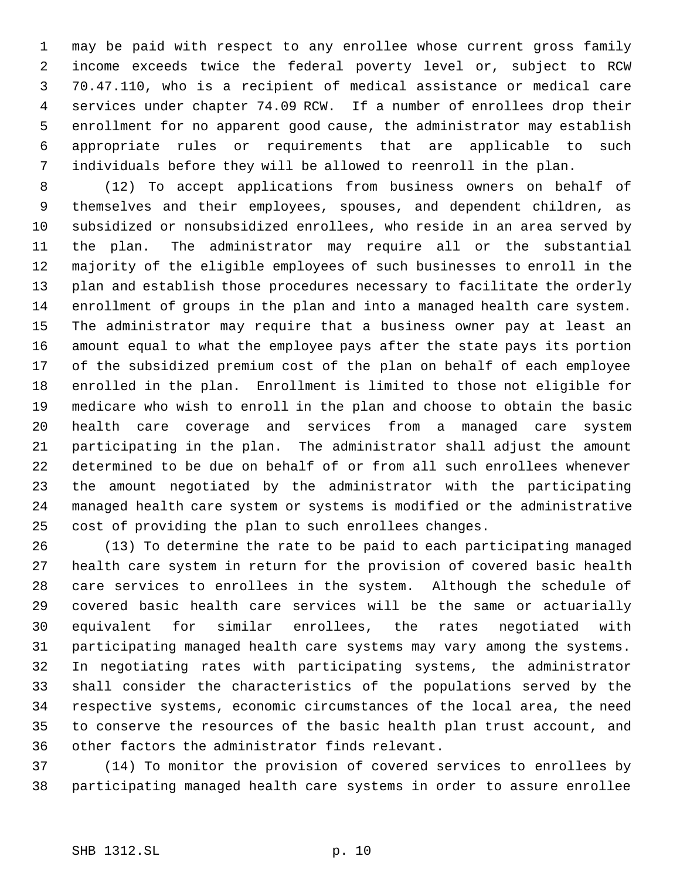may be paid with respect to any enrollee whose current gross family income exceeds twice the federal poverty level or, subject to RCW 70.47.110, who is a recipient of medical assistance or medical care services under chapter 74.09 RCW. If a number of enrollees drop their enrollment for no apparent good cause, the administrator may establish appropriate rules or requirements that are applicable to such individuals before they will be allowed to reenroll in the plan.

(12) To accept applications from business owners on behalf of themselves and their employees, spouses, and dependent children, as subsidized or nonsubsidized enrollees, who reside in an area served by the plan. The administrator may require all or the substantial majority of the eligible employees of such businesses to enroll in the plan and establish those procedures necessary to facilitate the orderly enrollment of groups in the plan and into a managed health care system. The administrator may require that a business owner pay at least an amount equal to what the employee pays after the state pays its portion of the subsidized premium cost of the plan on behalf of each employee enrolled in the plan. Enrollment is limited to those not eligible for medicare who wish to enroll in the plan and choose to obtain the basic health care coverage and services from a managed care system participating in the plan. The administrator shall adjust the amount determined to be due on behalf of or from all such enrollees whenever the amount negotiated by the administrator with the participating managed health care system or systems is modified or the administrative cost of providing the plan to such enrollees changes.

(13) To determine the rate to be paid to each participating managed health care system in return for the provision of covered basic health care services to enrollees in the system. Although the schedule of covered basic health care services will be the same or actuarially equivalent for similar enrollees, the rates negotiated with participating managed health care systems may vary among the systems. In negotiating rates with participating systems, the administrator shall consider the characteristics of the populations served by the respective systems, economic circumstances of the local area, the need to conserve the resources of the basic health plan trust account, and other factors the administrator finds relevant.

(14) To monitor the provision of covered services to enrollees by participating managed health care systems in order to assure enrollee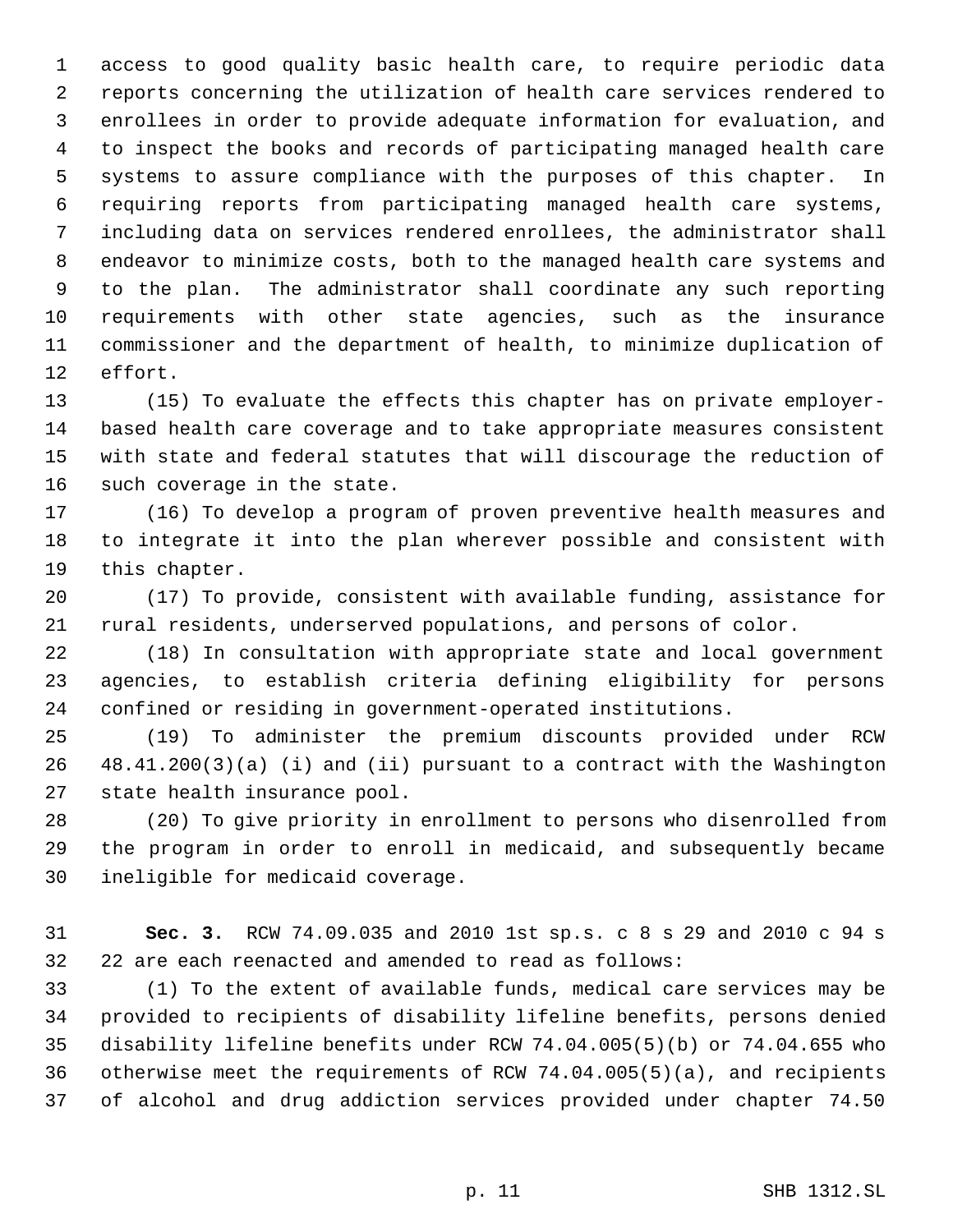access to good quality basic health care, to require periodic data reports concerning the utilization of health care services rendered to enrollees in order to provide adequate information for evaluation, and to inspect the books and records of participating managed health care systems to assure compliance with the purposes of this chapter. In requiring reports from participating managed health care systems, including data on services rendered enrollees, the administrator shall endeavor to minimize costs, both to the managed health care systems and to the plan. The administrator shall coordinate any such reporting requirements with other state agencies, such as the insurance commissioner and the department of health, to minimize duplication of effort.

(15) To evaluate the effects this chapter has on private employer-based health care coverage and to take appropriate measures consistent with state and federal statutes that will discourage the reduction of such coverage in the state.

(16) To develop a program of proven preventive health measures and to integrate it into the plan wherever possible and consistent with this chapter.

(17) To provide, consistent with available funding, assistance for rural residents, underserved populations, and persons of color.

(18) In consultation with appropriate state and local government agencies, to establish criteria defining eligibility for persons confined or residing in government-operated institutions.

(19) To administer the premium discounts provided under RCW 48.41.200(3)(a) (i) and (ii) pursuant to a contract with the Washington state health insurance pool.

(20) To give priority in enrollment to persons who disenrolled from the program in order to enroll in medicaid, and subsequently became ineligible for medicaid coverage.

**Sec. 3.** RCW 74.09.035 and 2010 1st sp.s. c 8 s 29 and 2010 c 94 s 22 are each reenacted and amended to read as follows:

(1) To the extent of available funds, medical care services may be provided to recipients of disability lifeline benefits, persons denied disability lifeline benefits under RCW 74.04.005(5)(b) or 74.04.655 who otherwise meet the requirements of RCW 74.04.005(5)(a), and recipients of alcohol and drug addiction services provided under chapter 74.50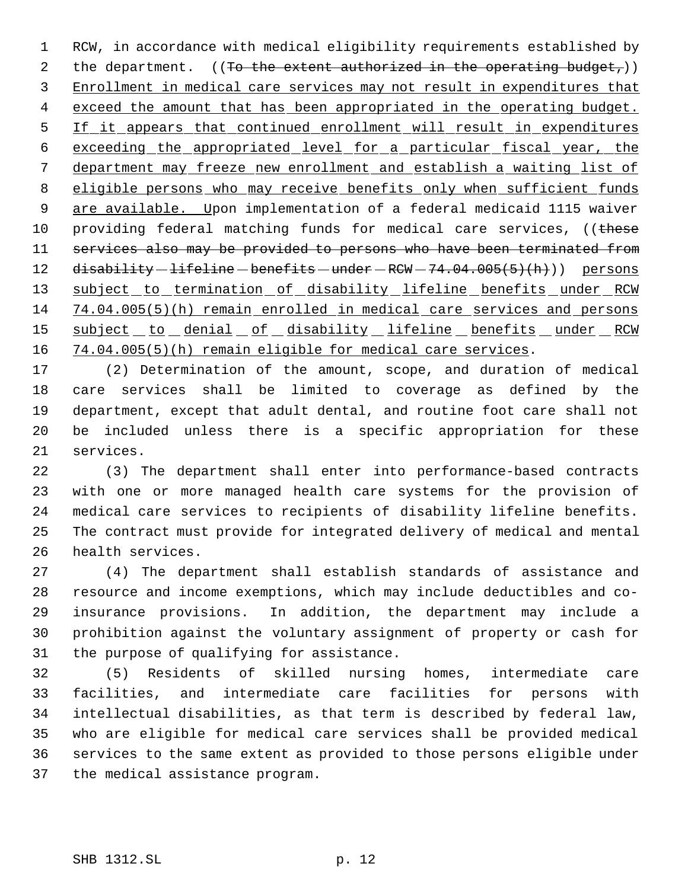RCW, in accordance with medical eligibility requirements established by the department. ((~~To the extent authorized in the operating budget,~~)) Enrollment in medical care services may not result in expenditures that exceed the amount that has been appropriated in the operating budget. If it appears that continued enrollment will result in expenditures exceeding the appropriated level for a particular fiscal year, the department may freeze new enrollment and establish a waiting list of eligible persons who may receive benefits only when sufficient funds are available. Upon implementation of a federal medicaid 1115 waiver providing federal matching funds for medical care services, ((~~these services also may be provided to persons who have been terminated from disability lifeline benefits under RCW 74.04.005(5)(h)~~)) persons subject to termination of disability lifeline benefits under RCW 74.04.005(5)(h) remain enrolled in medical care services and persons subject to denial of disability lifeline benefits under RCW 74.04.005(5)(h) remain eligible for medical care services.

(2) Determination of the amount, scope, and duration of medical care services shall be limited to coverage as defined by the department, except that adult dental, and routine foot care shall not be included unless there is a specific appropriation for these services.

(3) The department shall enter into performance-based contracts with one or more managed health care systems for the provision of medical care services to recipients of disability lifeline benefits. The contract must provide for integrated delivery of medical and mental health services.

(4) The department shall establish standards of assistance and resource and income exemptions, which may include deductibles and co-insurance provisions. In addition, the department may include a prohibition against the voluntary assignment of property or cash for the purpose of qualifying for assistance.

(5) Residents of skilled nursing homes, intermediate care facilities, and intermediate care facilities for persons with intellectual disabilities, as that term is described by federal law, who are eligible for medical care services shall be provided medical services to the same extent as provided to those persons eligible under the medical assistance program.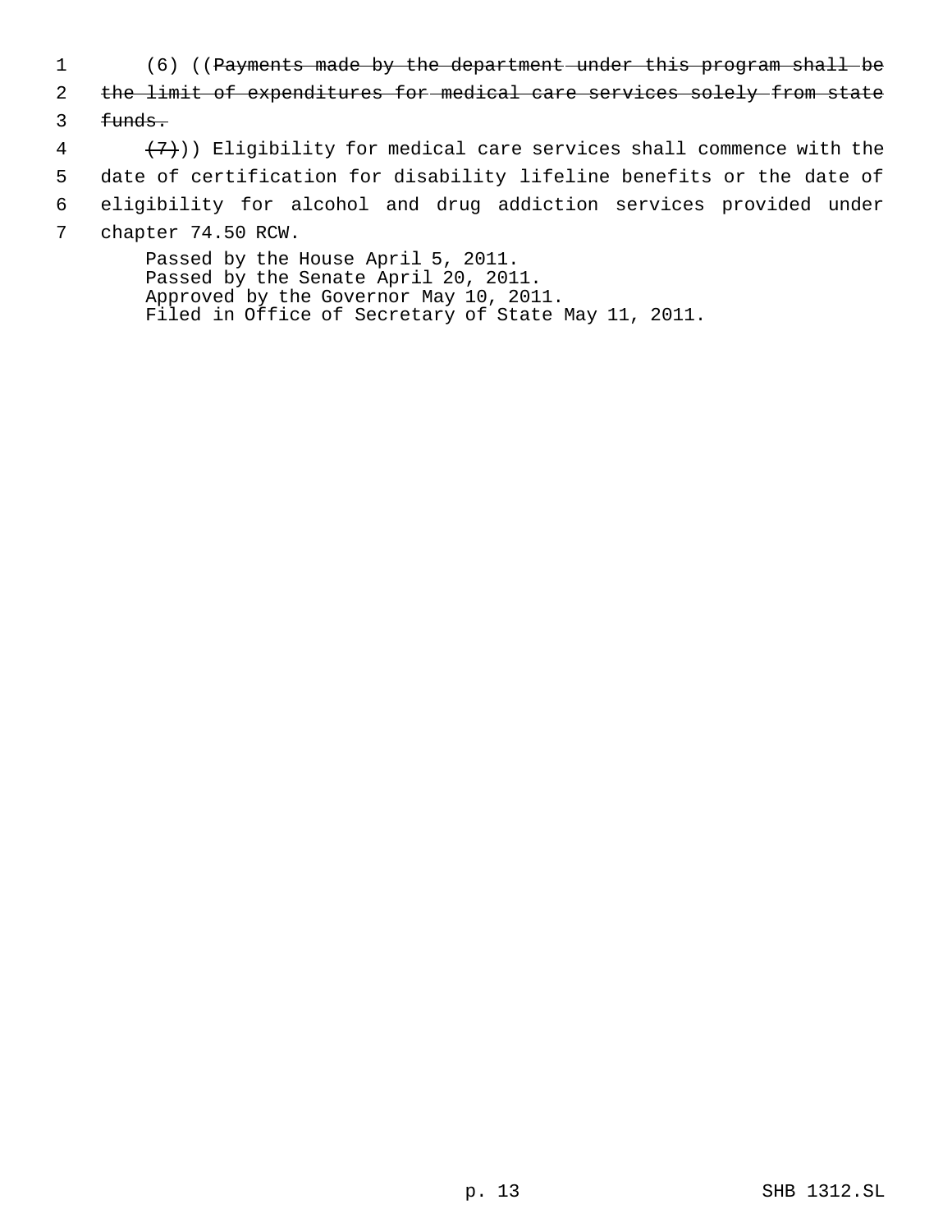(6) ((~~Payments made by the department under this program shall be the limit of expenditures for medical care services solely from state funds.~~

~~(7)~~)) Eligibility for medical care services shall commence with the date of certification for disability lifeline benefits or the date of eligibility for alcohol and drug addiction services provided under chapter 74.50 RCW.

Passed by the House April 5, 2011.
Passed by the Senate April 20, 2011.
Approved by the Governor May 10, 2011.
Filed in Office of Secretary of State May 11, 2011.